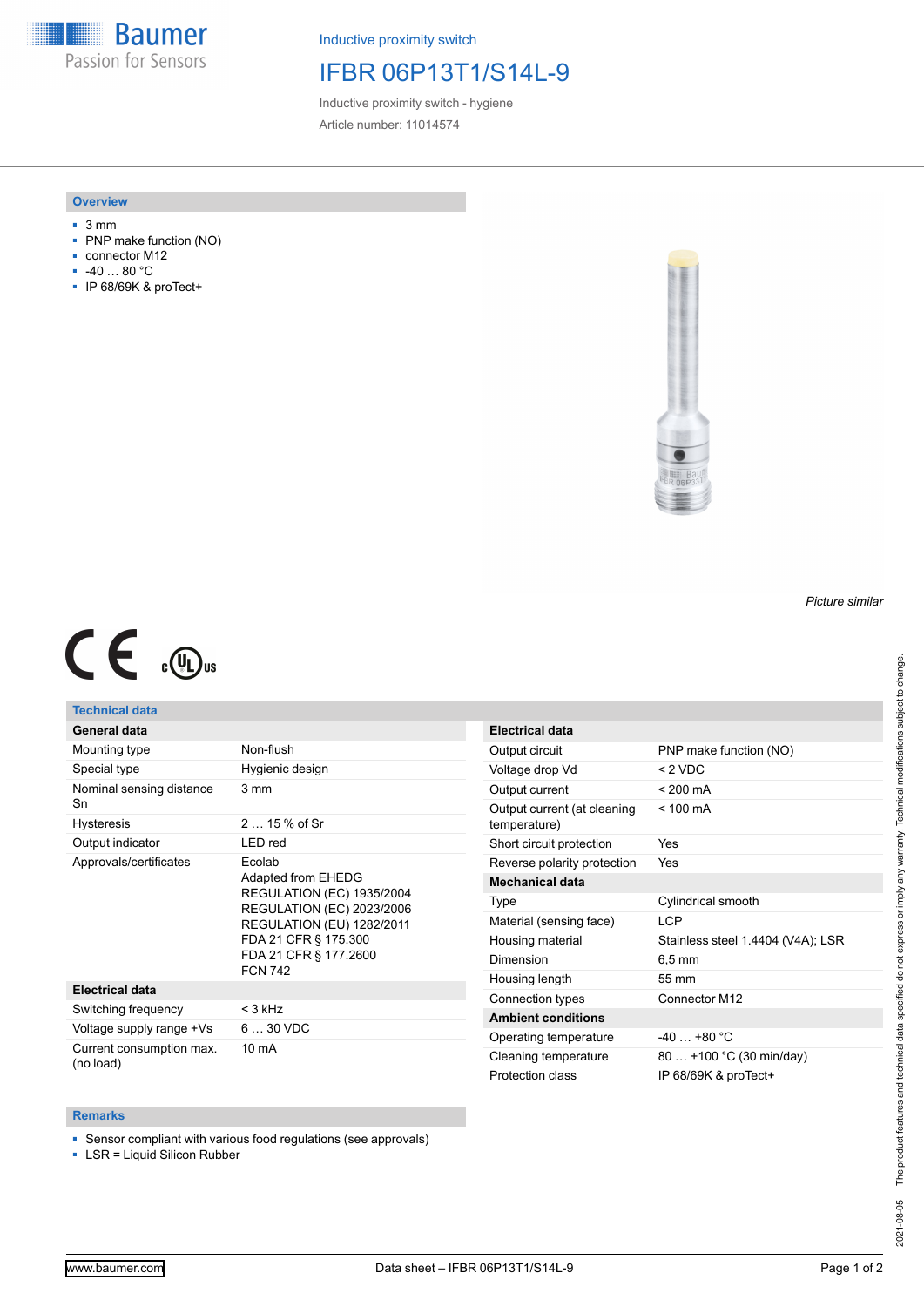Baumer
Passion for Sensors

Inductive proximity switch

# IFBR 06P13T1/S14L-9

Inductive proximity switch - hygiene

Article number: 11014574

## Overview

- 3 mm
- PNP make function (NO)
- connector M12
- -40 … 80 °C
- IP 68/69K & proTect+

*Picture similar*

## Technical data

| General data | |
|---|---|
| Mounting type | Non-flush |
| Special type | Hygienic design |
| Nominal sensing distance Sn | 3 mm |
| Hysteresis | 2 … 15 % of Sr |
| Output indicator | LED red |
| Approvals/certificates | Ecolab<br>Adapted from EHEDG<br>REGULATION (EC) 1935/2004<br>REGULATION (EC) 2023/2006<br>REGULATION (EU) 1282/2011<br>FDA 21 CFR § 175.300<br>FDA 21 CFR § 177.2600<br>FCN 742 |
| **Electrical data** | |
| Switching frequency | < 3 kHz |
| Voltage supply range +Vs | 6 … 30 VDC |
| Current consumption max. (no load) | 10 mA |

| Electrical data | |
|---|---|
| Output circuit | PNP make function (NO) |
| Voltage drop Vd | < 2 VDC |
| Output current | < 200 mA |
| Output current (at cleaning temperature) | < 100 mA |
| Short circuit protection | Yes |
| Reverse polarity protection | Yes |
| **Mechanical data** | |
| Type | Cylindrical smooth |
| Material (sensing face) | LCP |
| Housing material | Stainless steel 1.4404 (V4A); LSR |
| Dimension | 6,5 mm |
| Housing length | 55 mm |
| Connection types | Connector M12 |
| **Ambient conditions** | |
| Operating temperature | -40 … +80 °C |
| Cleaning temperature | 80 … +100 °C (30 min/day) |
| Protection class | IP 68/69K & proTect+ |

## Remarks

- Sensor compliant with various food regulations (see approvals)
- LSR = Liquid Silicon Rubber

2021-08-05 The product features and technical data specified do not express or imply any warranty. Technical modifications subject to change.

www.baumer.com Data sheet – IFBR 06P13T1/S14L-9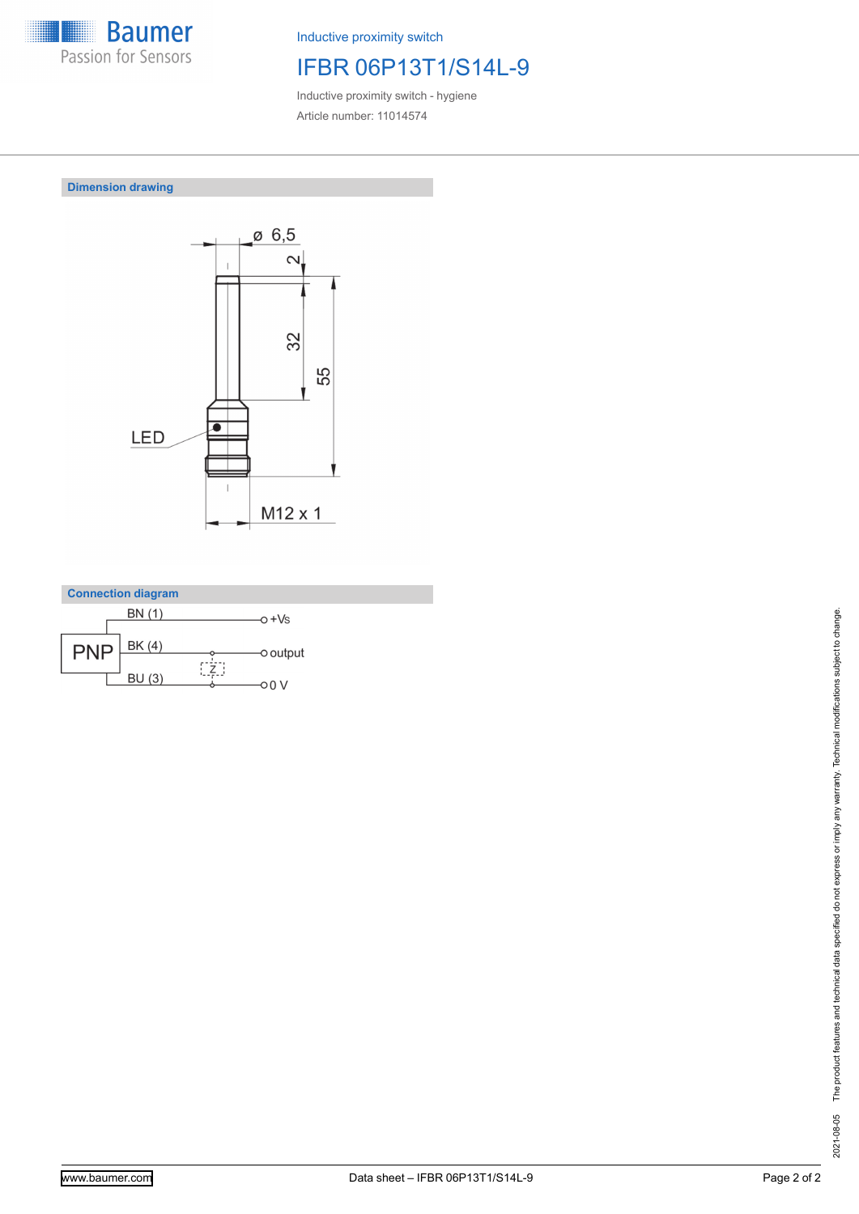Inductive proximity switch

# IFBR 06P13T1/S14L-9

Inductive proximity switch - hygiene

Article number: 11014574

## Dimension drawing

ø 6,5

2

32

55

LED

M12 x 1

## Connection diagram

PNP

BN (1) +Vs

BK (4) output

Z

BU (3) 0 V

2021-08-05 The product features and technical data specified do not express or imply any warranty. Technical modifications subject to change.